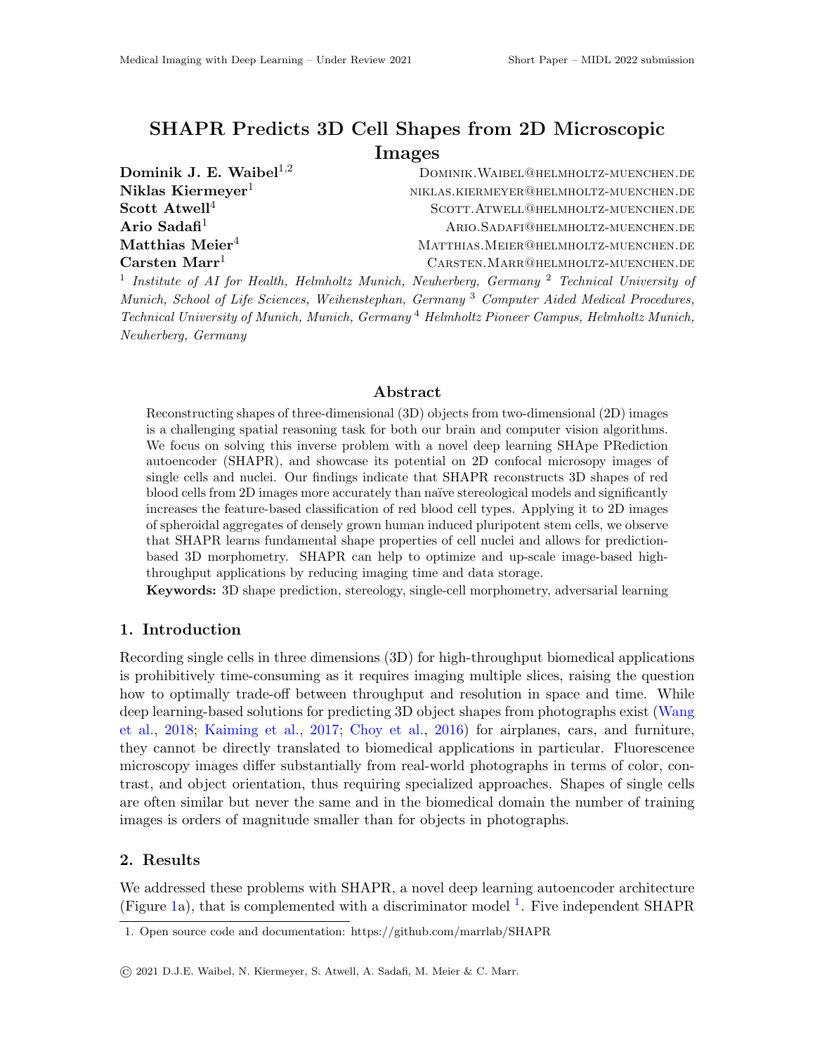# SHAPR Predicts 3D Cell Shapes from 2D Microscopic Images

**Dominik J. E. Waibel**[1,2] DOMINIK.WAIBEL@HELMHOLTZ-MUENCHEN.DE
**Niklas Kiermeyer**[1] NIKLAS.KIERMEYER@HELMHOLTZ-MUENCHEN.DE
**Scott Atwell**[4] SCOTT.ATWELL@HELMHOLTZ-MUENCHEN.DE
**Ario Sadafi**[1] ARIO.SADAFI@HELMHOLTZ-MUENCHEN.DE
**Matthias Meier**[4] MATTHIAS.MEIER@HELMHOLTZ-MUENCHEN.DE
**Carsten Marr**[1] CARSTEN.MARR@HELMHOLTZ-MUENCHEN.DE

[1] *Institute of AI for Health, Helmholtz Munich, Neuherberg, Germany* [2] *Technical University of Munich, School of Life Sciences, Weihenstephan, Germany* [3] *Computer Aided Medical Procedures, Technical University of Munich, Munich, Germany* [4] *Helmholtz Pioneer Campus, Helmholtz Munich, Neuherberg, Germany*

## Abstract

Reconstructing shapes of three-dimensional (3D) objects from two-dimensional (2D) images is a challenging spatial reasoning task for both our brain and computer vision algorithms. We focus on solving this inverse problem with a novel deep learning SHApe PRediction autoencoder (SHAPR), and showcase its potential on 2D confocal microsopy images of single cells and nuclei. Our findings indicate that SHAPR reconstructs 3D shapes of red blood cells from 2D images more accurately than naïve stereological models and significantly increases the feature-based classification of red blood cell types. Applying it to 2D images of spheroidal aggregates of densely grown human induced pluripotent stem cells, we observe that SHAPR learns fundamental shape properties of cell nuclei and allows for prediction-based 3D morphometry. SHAPR can help to optimize and up-scale image-based high-throughput applications by reducing imaging time and data storage.

**Keywords:** 3D shape prediction, stereology, single-cell morphometry, adversarial learning

## 1. Introduction

Recording single cells in three dimensions (3D) for high-throughput biomedical applications is prohibitively time-consuming as it requires imaging multiple slices, raising the question how to optimally trade-off between throughput and resolution in space and time. While deep learning-based solutions for predicting 3D object shapes from photographs exist (Wang et al., 2018; Kaiming et al., 2017; Choy et al., 2016) for airplanes, cars, and furniture, they cannot be directly translated to biomedical applications in particular. Fluorescence microscopy images differ substantially from real-world photographs in terms of color, contrast, and object orientation, thus requiring specialized approaches. Shapes of single cells are often similar but never the same and in the biomedical domain the number of training images is orders of magnitude smaller than for objects in photographs.

## 2. Results

We addressed these problems with SHAPR, a novel deep learning autoencoder architecture (Figure 1a), that is complemented with a discriminator model [1]. Five independent SHAPR

1. Open source code and documentation: https://github.com/marrlab/SHAPR

© 2021 D.J.E. Waibel, N. Kiermeyer, S. Atwell, A. Sadafi, M. Meier & C. Marr.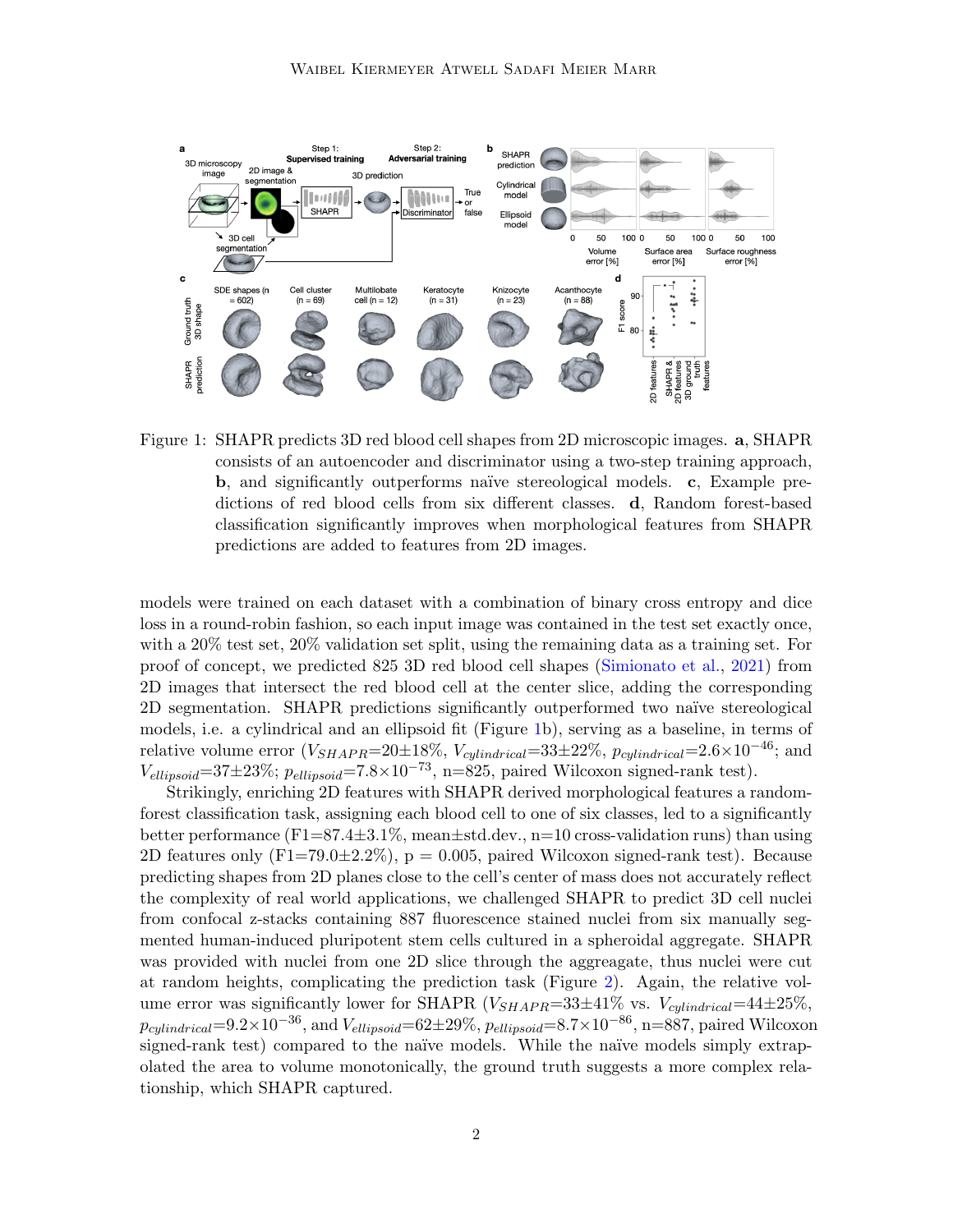Figure 1: SHAPR predicts 3D red blood cell shapes from 2D microscopic images. **a**, SHAPR consists of an autoencoder and discriminator using a two-step training approach, **b**, and significantly outperforms naïve stereological models. **c**, Example predictions of red blood cells from six different classes. **d**, Random forest-based classification significantly improves when morphological features from SHAPR predictions are added to features from 2D images.

models were trained on each dataset with a combination of binary cross entropy and dice loss in a round-robin fashion, so each input image was contained in the test set exactly once, with a 20% test set, 20% validation set split, using the remaining data as a training set. For proof of concept, we predicted 825 3D red blood cell shapes (Simionato et al., 2021) from 2D images that intersect the red blood cell at the center slice, adding the corresponding 2D segmentation. SHAPR predictions significantly outperformed two naïve stereological models, i.e. a cylindrical and an ellipsoid fit (Figure 1b), serving as a baseline, in terms of relative volume error ($V_{SHAPR}$=20±18%, $V_{cylindrical}$=33±22%, $p_{cylindrical}$=$2.6\times10^{-46}$; and $V_{ellipsoid}$=37±23%; $p_{ellipsoid}$=$7.8\times10^{-73}$, n=825, paired Wilcoxon signed-rank test).

Strikingly, enriching 2D features with SHAPR derived morphological features a random-forest classification task, assigning each blood cell to one of six classes, led to a significantly better performance (F1=87.4±3.1%, mean±std.dev., n=10 cross-validation runs) than using 2D features only (F1=79.0±2.2%), p = 0.005, paired Wilcoxon signed-rank test). Because predicting shapes from 2D planes close to the cell's center of mass does not accurately reflect the complexity of real world applications, we challenged SHAPR to predict 3D cell nuclei from confocal z-stacks containing 887 fluorescence stained nuclei from six manually segmented human-induced pluripotent stem cells cultured in a spheroidal aggregate. SHAPR was provided with nuclei from one 2D slice through the aggreagate, thus nuclei were cut at random heights, complicating the prediction task (Figure 2). Again, the relative volume error was significantly lower for SHAPR ($V_{SHAPR}$=33±41% vs. $V_{cylindrical}$=44±25%, $p_{cylindrical}$=$9.2\times10^{-36}$, and $V_{ellipsoid}$=62±29%, $p_{ellipsoid}$=$8.7\times10^{-86}$, n=887, paired Wilcoxon signed-rank test) compared to the naïve models. While the naïve models simply extrapolated the area to volume monotonically, the ground truth suggests a more complex relationship, which SHAPR captured.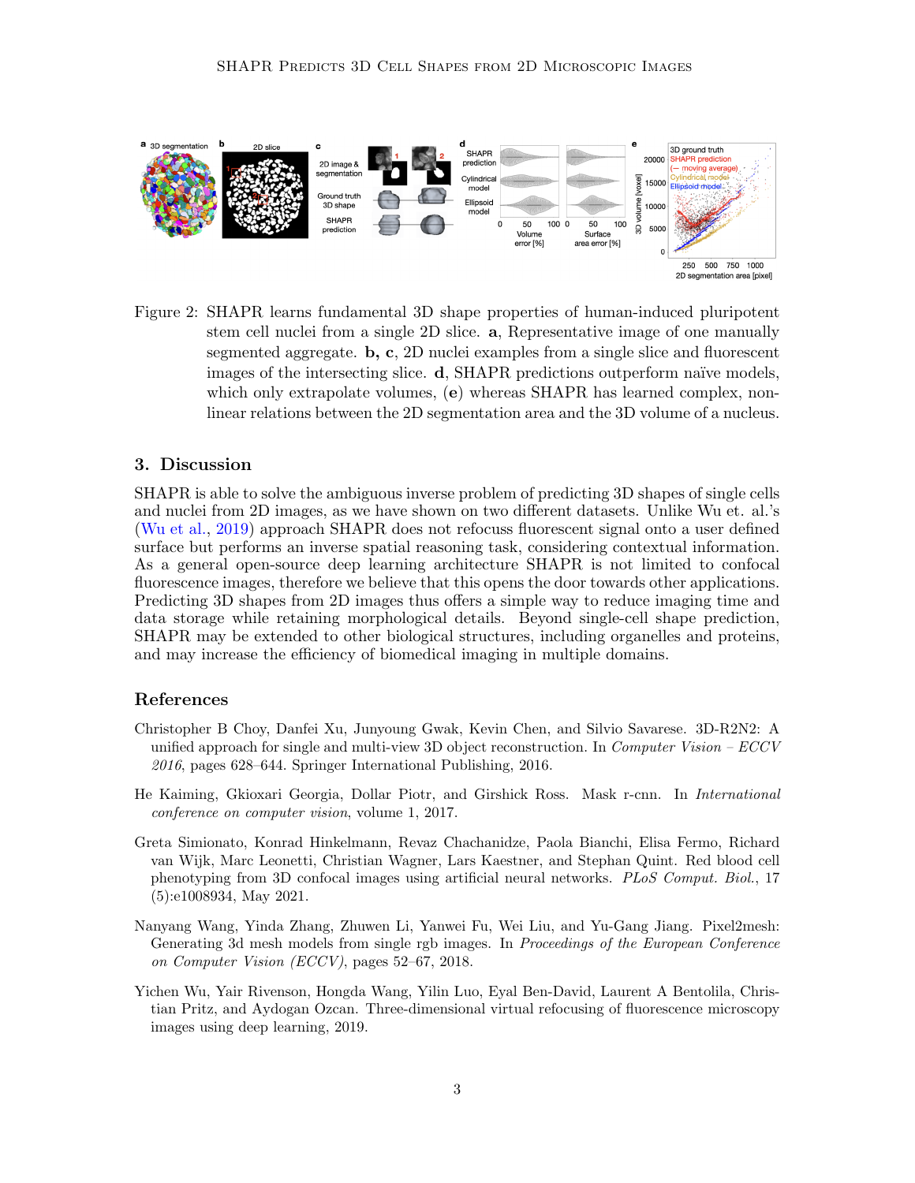a 3D segmentation

b 2D slice

c 2D image & segmentation

Ground truth 3D shape

SHAPR prediction

d SHAPR prediction

Cylindrical model

Ellipsoid model

0 50 100 0 50 100

Volume error [%]

Surface area error [%]

e 3D ground truth

SHAPR prediction

(— moving average)

Cylindrical model

Ellipsoid model

3D volume [voxel]

20000 15000 10000 5000 0

250 500 750 1000

2D segmentation area [pixel]

Figure 2: SHAPR learns fundamental 3D shape properties of human-induced pluripotent stem cell nuclei from a single 2D slice. **a**, Representative image of one manually segmented aggregate. **b, c**, 2D nuclei examples from a single slice and fluorescent images of the intersecting slice. **d**, SHAPR predictions outperform naïve models, which only extrapolate volumes, (**e**) whereas SHAPR has learned complex, non-linear relations between the 2D segmentation area and the 3D volume of a nucleus.

## 3. Discussion

SHAPR is able to solve the ambiguous inverse problem of predicting 3D shapes of single cells and nuclei from 2D images, as we have shown on two different datasets. Unlike Wu et. al.'s (Wu et al., 2019) approach SHAPR does not refocuss fluorescent signal onto a user defined surface but performs an inverse spatial reasoning task, considering contextual information. As a general open-source deep learning architecture SHAPR is not limited to confocal fluorescence images, therefore we believe that this opens the door towards other applications. Predicting 3D shapes from 2D images thus offers a simple way to reduce imaging time and data storage while retaining morphological details. Beyond single-cell shape prediction, SHAPR may be extended to other biological structures, including organelles and proteins, and may increase the efficiency of biomedical imaging in multiple domains.

## References

Christopher B Choy, Danfei Xu, Junyoung Gwak, Kevin Chen, and Silvio Savarese. 3D-R2N2: A unified approach for single and multi-view 3D object reconstruction. In *Computer Vision – ECCV 2016*, pages 628–644. Springer International Publishing, 2016.

He Kaiming, Gkioxari Georgia, Dollar Piotr, and Girshick Ross. Mask r-cnn. In *International conference on computer vision*, volume 1, 2017.

Greta Simionato, Konrad Hinkelmann, Revaz Chachanidze, Paola Bianchi, Elisa Fermo, Richard van Wijk, Marc Leonetti, Christian Wagner, Lars Kaestner, and Stephan Quint. Red blood cell phenotyping from 3D confocal images using artificial neural networks. *PLoS Comput. Biol.*, 17 (5):e1008934, May 2021.

Nanyang Wang, Yinda Zhang, Zhuwen Li, Yanwei Fu, Wei Liu, and Yu-Gang Jiang. Pixel2mesh: Generating 3d mesh models from single rgb images. In *Proceedings of the European Conference on Computer Vision (ECCV)*, pages 52–67, 2018.

Yichen Wu, Yair Rivenson, Hongda Wang, Yilin Luo, Eyal Ben-David, Laurent A Bentolila, Christian Pritz, and Aydogan Ozcan. Three-dimensional virtual refocusing of fluorescence microscopy images using deep learning, 2019.